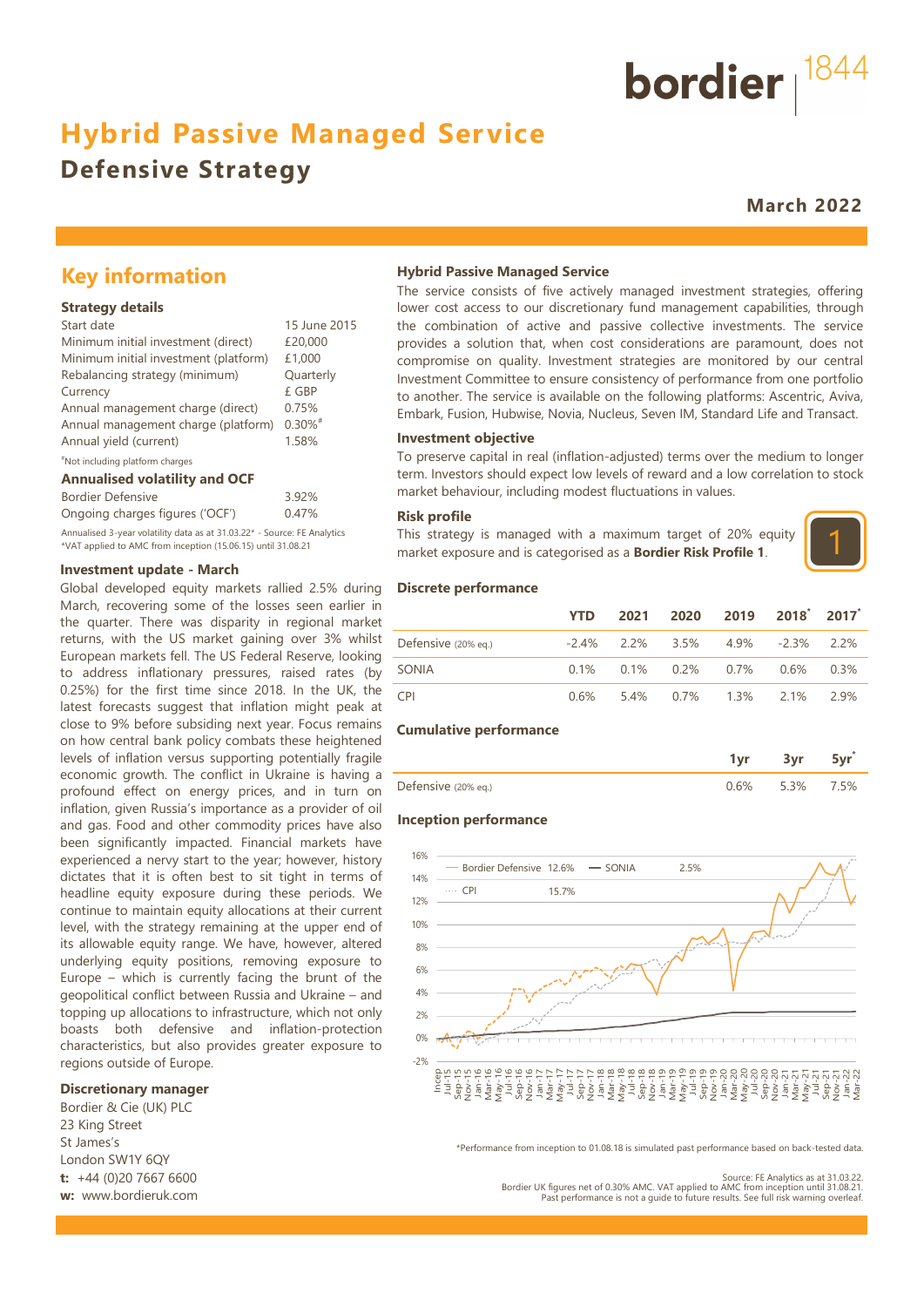bordier 1844

# Hybrid Passive Managed Service

## Defensive Strategy

**March 2022**

## Key information

### Strategy details

| | |
|---|---|
| Start date | 15 June 2015 |
| Minimum initial investment (direct) | £20,000 |
| Minimum initial investment (platform) | £1,000 |
| Rebalancing strategy (minimum) | Quarterly |
| Currency | £ GBP |
| Annual management charge (direct) | 0.75% |
| Annual management charge (platform) | 0.30%# |
| Annual yield (current) | 1.58% |

#Not including platform charges

### Annualised volatility and OCF

| | |
|---|---|
| Bordier Defensive | 3.92% |
| Ongoing charges figures ('OCF') | 0.47% |

Annualised 3-year volatility data as at 31.03.22* - Source: FE Analytics
*VAT applied to AMC from inception (15.06.15) until 31.08.21

### Investment update - March

Global developed equity markets rallied 2.5% during March, recovering some of the losses seen earlier in the quarter. There was disparity in regional market returns, with the US market gaining over 3% whilst European markets fell. The US Federal Reserve, looking to address inflationary pressures, raised rates (by 0.25%) for the first time since 2018. In the UK, the latest forecasts suggest that inflation might peak at close to 9% before subsiding next year. Focus remains on how central bank policy combats these heightened levels of inflation versus supporting potentially fragile economic growth. The conflict in Ukraine is having a profound effect on energy prices, and in turn on inflation, given Russia's importance as a provider of oil and gas. Food and other commodity prices have also been significantly impacted. Financial markets have experienced a nervy start to the year; however, history dictates that it is often best to sit tight in terms of headline equity exposure during these periods. We continue to maintain equity allocations at their current level, with the strategy remaining at the upper end of its allowable equity range. We have, however, altered underlying equity positions, removing exposure to Europe – which is currently facing the brunt of the geopolitical conflict between Russia and Ukraine – and topping up allocations to infrastructure, which not only boasts both defensive and inflation-protection characteristics, but also provides greater exposure to regions outside of Europe.

### Discretionary manager

Bordier & Cie (UK) PLC
23 King Street
St James's
London SW1Y 6QY
**t:** +44 (0)20 7667 6600
**w:** www.bordieruk.com

### Hybrid Passive Managed Service

The service consists of five actively managed investment strategies, offering lower cost access to our discretionary fund management capabilities, through the combination of active and passive collective investments. The service provides a solution that, when cost considerations are paramount, does not compromise on quality. Investment strategies are monitored by our central Investment Committee to ensure consistency of performance from one portfolio to another. The service is available on the following platforms: Ascentric, Aviva, Embark, Fusion, Hubwise, Novia, Nucleus, Seven IM, Standard Life and Transact.

### Investment objective

To preserve capital in real (inflation-adjusted) terms over the medium to longer term. Investors should expect low levels of reward and a low correlation to stock market behaviour, including modest fluctuations in values.

### Risk profile

This strategy is managed with a maximum target of 20% equity market exposure and is categorised as a **Bordier Risk Profile 1**.

1

### Discrete performance

| | YTD | 2021 | 2020 | 2019 | 2018* | 2017* |
|---|---|---|---|---|---|---|
| Defensive (20% eq.) | -2.4% | 2.2% | 3.5% | 4.9% | -2.3% | 2.2% |
| SONIA | 0.1% | 0.1% | 0.2% | 0.7% | 0.6% | 0.3% |
| CPI | 0.6% | 5.4% | 0.7% | 1.3% | 2.1% | 2.9% |

### Cumulative performance

| | 1yr | 3yr | 5yr* |
|---|---|---|---|
| Defensive (20% eq.) | 0.6% | 5.3% | 7.5% |

### Inception performance

Bordier Defensive 12.6% — SONIA 2.5% — CPI 15.7%

*Performance from inception to 01.08.18 is simulated past performance based on back-tested data.

Source: FE Analytics as at 31.03.22.
Bordier UK figures net of 0.30% AMC. VAT applied to AMC from inception until 31.08.21.
Past performance is not a guide to future results. See full risk warning overleaf.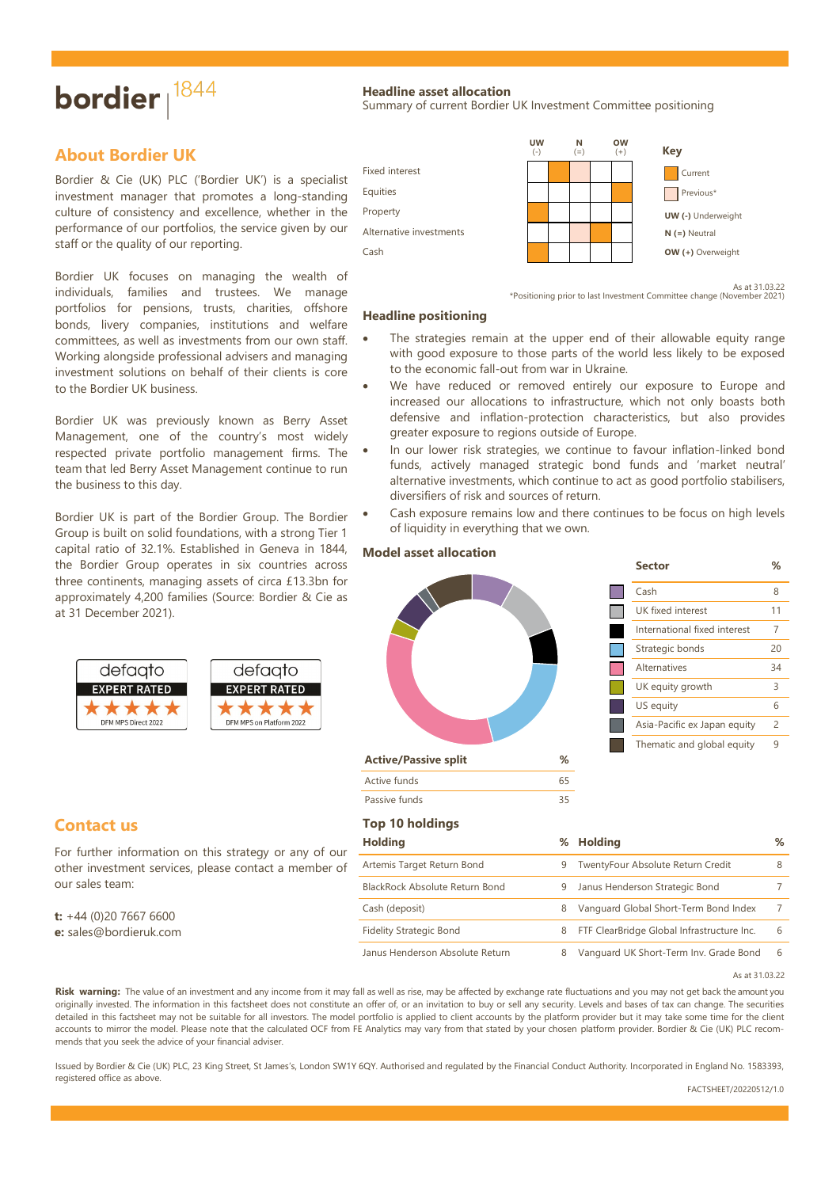# bordier 1844

## About Bordier UK

Bordier & Cie (UK) PLC ('Bordier UK') is a specialist investment manager that promotes a long-standing culture of consistency and excellence, whether in the performance of our portfolios, the service given by our staff or the quality of our reporting.

Bordier UK focuses on managing the wealth of individuals, families and trustees. We manage portfolios for pensions, trusts, charities, offshore bonds, livery companies, institutions and welfare committees, as well as investments from our own staff. Working alongside professional advisers and managing investment solutions on behalf of their clients is core to the Bordier UK business.

Bordier UK was previously known as Berry Asset Management, one of the country's most widely respected private portfolio management firms. The team that led Berry Asset Management continue to run the business to this day.

Bordier UK is part of the Bordier Group. The Bordier Group is built on solid foundations, with a strong Tier 1 capital ratio of 32.1%. Established in Geneva in 1844, the Bordier Group operates in six countries across three continents, managing assets of circa £13.3bn for approximately 4,200 families (Source: Bordier & Cie as at 31 December 2021).

defaqto EXPERT RATED ★★★★★ DFM MPS Direct 2022

defaqto EXPERT RATED ★★★★★ DFM MPS on Platform 2022

## Contact us

For further information on this strategy or any of our other investment services, please contact a member of our sales team:

**t:** +44 (0)20 7667 6600
**e:** sales@bordieruk.com

## Headline asset allocation

Summary of current Bordier UK Investment Committee positioning

UW (-) N (=) OW (+)

Fixed interest
Equities
Property
Alternative investments
Cash

Key
Current
Previous*
**UW (-)** Underweight
**N (=)** Neutral
**OW (+)** Overweight

As at 31.03.22
*Positioning prior to last Investment Committee change (November 2021)

## Headline positioning

- The strategies remain at the upper end of their allowable equity range with good exposure to those parts of the world less likely to be exposed to the economic fall-out from war in Ukraine.
- We have reduced or removed entirely our exposure to Europe and increased our allocations to infrastructure, which not only boasts both defensive and inflation-protection characteristics, but also provides greater exposure to regions outside of Europe.
- In our lower risk strategies, we continue to favour inflation-linked bond funds, actively managed strategic bond funds and 'market neutral' alternative investments, which continue to act as good portfolio stabilisers, diversifiers of risk and sources of return.
- Cash exposure remains low and there continues to be focus on high levels of liquidity in everything that we own.

## Model asset allocation

| Sector | % |
|---|---|
| Cash | 8 |
| UK fixed interest | 11 |
| International fixed interest | 7 |
| Strategic bonds | 20 |
| Alternatives | 34 |
| UK equity growth | 3 |
| US equity | 6 |
| Asia-Pacific ex Japan equity | 2 |
| Thematic and global equity | 9 |

| Active/Passive split | % |
|---|---|
| Active funds | 65 |
| Passive funds | 35 |

## Top 10 holdings

| Holding | % | Holding | % |
|---|---|---|---|
| Artemis Target Return Bond | 9 | TwentyFour Absolute Return Credit | 8 |
| BlackRock Absolute Return Bond | 9 | Janus Henderson Strategic Bond | 7 |
| Cash (deposit) | 8 | Vanguard Global Short-Term Bond Index | 7 |
| Fidelity Strategic Bond | 8 | FTF ClearBridge Global Infrastructure Inc. | 6 |
| Janus Henderson Absolute Return | 8 | Vanguard UK Short-Term Inv. Grade Bond | 6 |

As at 31.03.22

**Risk warning:** The value of an investment and any income from it may fall as well as rise, may be affected by exchange rate fluctuations and you may not get back the amount you originally invested. The information in this factsheet does not constitute an offer of, or an invitation to buy or sell any security. Levels and bases of tax can change. The securities detailed in this factsheet may not be suitable for all investors. The model portfolio is applied to client accounts by the platform provider but it may take some time for the client accounts to mirror the model. Please note that the calculated OCF from FE Analytics may vary from that stated by your chosen platform provider. Bordier & Cie (UK) PLC recommends that you seek the advice of your financial adviser.

Issued by Bordier & Cie (UK) PLC, 23 King Street, St James's, London SW1Y 6QY. Authorised and regulated by the Financial Conduct Authority. Incorporated in England No. 1583393, registered office as above.

FACTSHEET/20220512/1.0